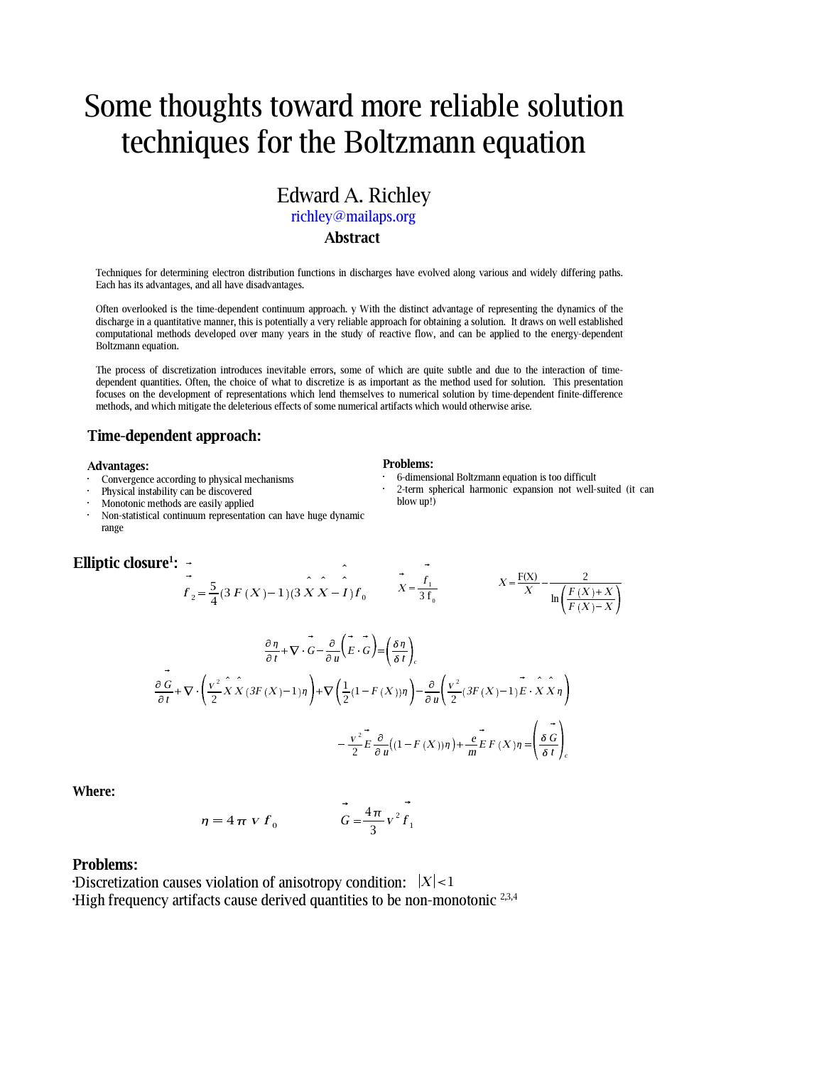# Some thoughts toward more reliable solution techniques for the Boltzmann equation

## Edward A. Richley

richley@mailaps.org

### Abstract

Techniques for determining electron distribution functions in discharges have evolved along various and widely differing paths. Each has its advantages, and all have disadvantages.

Often overlooked is the time-dependent continuum approach. y With the distinct advantage of representing the dynamics of the discharge in a quantitative manner, this is potentially a very reliable approach for obtaining a solution. It draws on well established computational methods developed over many years in the study of reactive flow, and can be applied to the energy-dependent Boltzmann equation.

The process of discretization introduces inevitable errors, some of which are quite subtle and due to the interaction of time-dependent quantities. Often, the choice of what to discretize is as important as the method used for solution. This presentation focuses on the development of representations which lend themselves to numerical solution by time-dependent finite-difference methods, and which mitigate the deleterious effects of some numerical artifacts which would otherwise arise.

## Time-dependent approach:

**Advantages:**

- Convergence according to physical mechanisms
- Physical instability can be discovered
- Monotonic methods are easily applied
- Non-statistical continuum representation can have huge dynamic range

**Problems:**

- 6-dimensional Boltzmann equation is too difficult
- 2-term spherical harmonic expansion not well-suited (it can blow up!)

## Elliptic closure[1]:

$$\vec{f}_2 = \frac{5}{4}(3F(X)-1)(3\hat{X}\hat{X}-\hat{I})f_0 \qquad \vec{X} = \frac{\vec{f}_1}{3\,f_0} \qquad X = \frac{F(X)}{X} - \frac{2}{\ln\left(\frac{F(X)+X}{F(X)-X}\right)}$$

$$\frac{\partial \eta}{\partial t} + \nabla\cdot\vec{G} - \frac{\partial}{\partial u}\left(\vec{E}\cdot\vec{G}\right) = \left(\frac{\delta \eta}{\delta t}\right)_c$$

$$\frac{\partial \vec{G}}{\partial t} + \nabla\cdot\left(\frac{v^2}{2}\hat{X}\hat{X}(3F(X)-1)\eta\right) + \nabla\left(\frac{1}{2}(1-F(X))\eta\right) - \frac{\partial}{\partial u}\left(\frac{v^2}{2}(3F(X)-1)\vec{E}\cdot\hat{X}\hat{X}\eta\right)$$

$$-\frac{v^2}{2}\vec{E}\frac{\partial}{\partial u}\left((1-F(X))\eta\right) + \frac{e}{m}\vec{E}F(X)\eta = \left(\frac{\delta \vec{G}}{\delta t}\right)_c$$

**Where:**

$$\eta = 4\pi\, v\, f_0 \qquad \vec{G} = \frac{4\pi}{3}v^2\vec{f}_1$$

**Problems:**

- Discretization causes violation of anisotropy condition: $|X| < 1$
- High frequency artifacts cause derived quantities to be non-monotonic [2,3,4]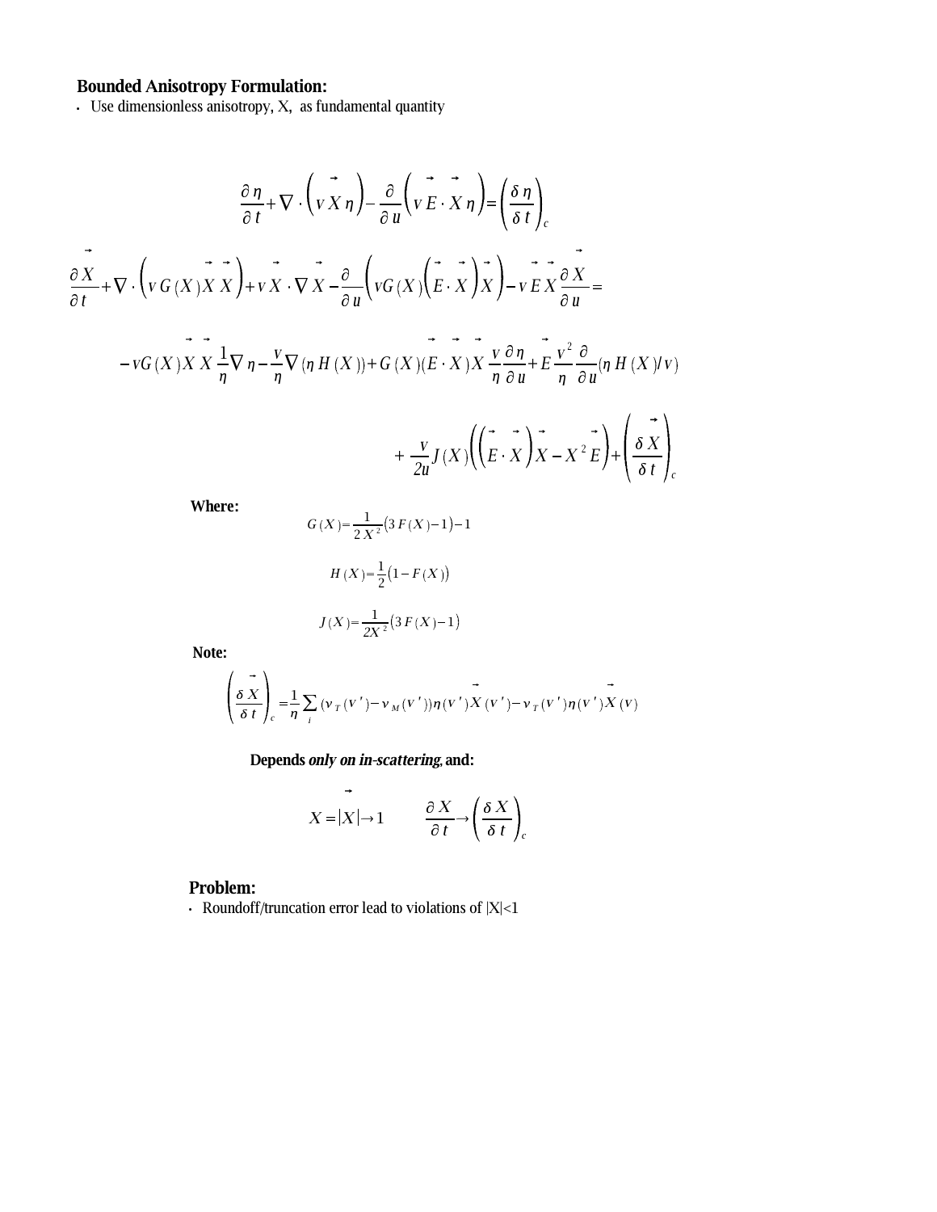## Bounded Anisotropy Formulation:

- Use dimensionless anisotropy, X, as fundamental quantity

$$\frac{\partial \eta}{\partial t} + \nabla \cdot \left( v \vec{X} \eta \right) - \frac{\partial}{\partial u} \left( v \vec{E} \cdot \vec{X} \eta \right) = \left( \frac{\delta \eta}{\delta t} \right)_c$$

$$\frac{\partial \vec{X}}{\partial t} + \nabla \cdot \left( v\, G(X) \vec{X} \vec{X} \right) + v \vec{X} \cdot \nabla \vec{X} - \frac{\partial}{\partial u} \left( v G(X) \left( \vec{E} \cdot \vec{X} \right) \vec{X} \right) - v \vec{E} \vec{X} \frac{\partial \vec{X}}{\partial u} =$$

$$- v G(X) \vec{X} \vec{X} \frac{1}{\eta} \nabla \eta - \frac{v}{\eta} \nabla (\eta H(X)) + G(X) (\vec{E} \cdot \vec{X}) \vec{X} \frac{v}{\eta} \frac{\partial \eta}{\partial u} + \vec{E} \frac{v^2}{\eta} \frac{\partial}{\partial u} (\eta H(X)/v)$$

$$+ \frac{v}{2u} J(X) \left( \left( \vec{E} \cdot \vec{X} \right) \vec{X} - X^2 \vec{E} \right) + \left( \frac{\delta \vec{X}}{\delta t} \right)_c$$

**Where:**

$$G(X) = \frac{1}{2X^2} \left( 3F(X) - 1 \right) - 1$$

$$H(X) = \frac{1}{2} \left( 1 - F(X) \right)$$

$$J(X) = \frac{1}{2X^2} \left( 3F(X) - 1 \right)$$

**Note:**

$$\left( \frac{\delta \vec{X}}{\delta t} \right)_c = \frac{1}{\eta} \sum_i \left( \nu_T(V') - \nu_M(V') \right) \eta(V') \vec{X}(V') - \nu_T(V') \eta(V') \vec{X}(V)$$

**Depends *only on in-scattering*, and:**

$$X = |\vec{X}| \rightarrow 1 \qquad \frac{\partial X}{\partial t} \rightarrow \left( \frac{\delta X}{\delta t} \right)_c$$

## Problem:

- Roundoff/truncation error lead to violations of $|X|<1$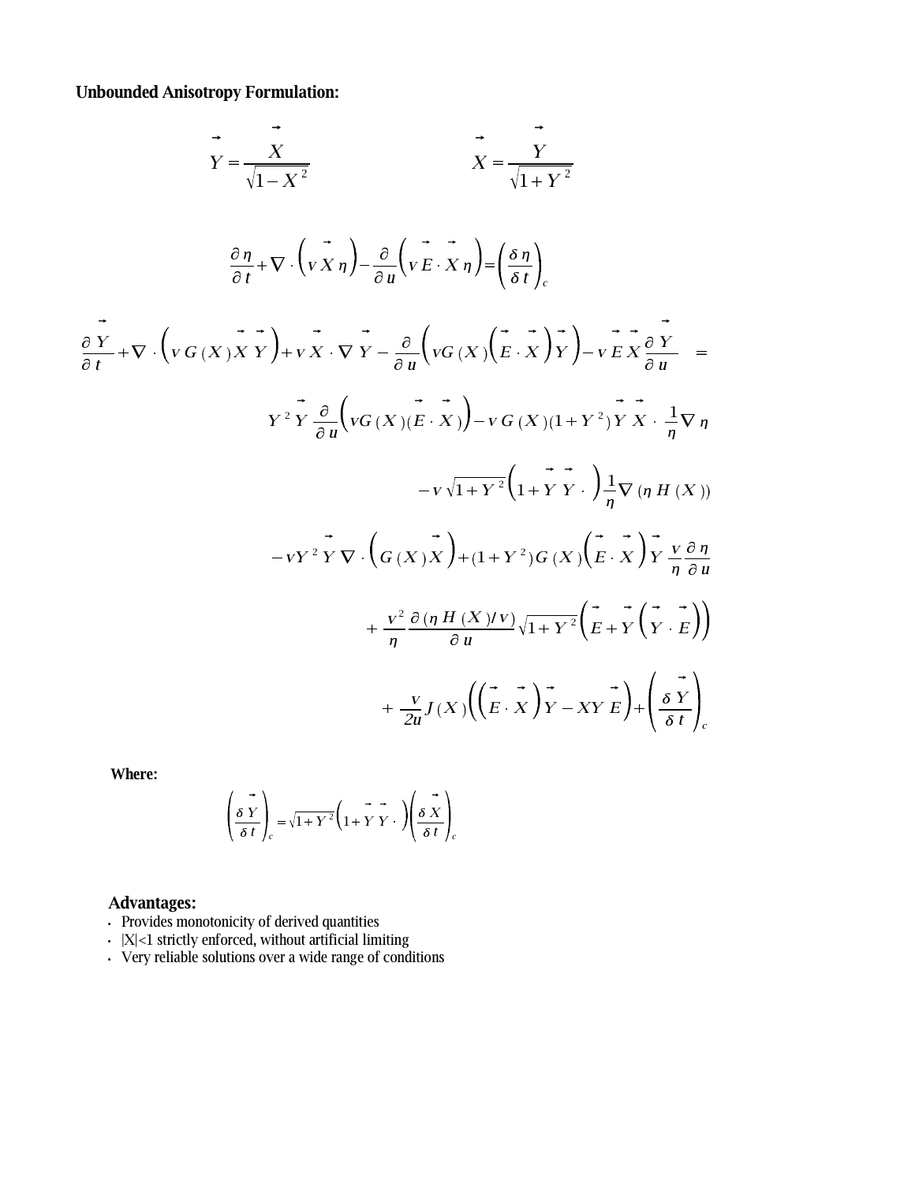**Unbounded Anisotropy Formulation:**

$$\vec{Y} = \frac{\vec{X}}{\sqrt{1 - X^2}} \qquad\qquad \vec{X} = \frac{\vec{Y}}{\sqrt{1 + Y^2}}$$

$$\frac{\partial \eta}{\partial t} + \nabla \cdot \left( v \vec{X} \eta \right) - \frac{\partial}{\partial u}\left( v \vec{E} \cdot \vec{X} \eta \right) = \left( \frac{\delta \eta}{\delta t} \right)_c$$

$$\begin{aligned}
\frac{\partial \vec{Y}}{\partial t} + \nabla \cdot \left( v\, G(X) \vec{X} \vec{Y} \right) + v \vec{X} \cdot \nabla \vec{Y} - \frac{\partial}{\partial u}\left( vG(X) \left( \vec{E} \cdot \vec{X} \right) \vec{Y} \right) - v \vec{E} \vec{X} \frac{\partial \vec{Y}}{\partial u} \quad = \\
Y^2 \vec{Y} \frac{\partial}{\partial u}\left( vG(X)(\vec{E} \cdot \vec{X}) \right) - v\, G(X)(1 + Y^2) \vec{Y} \vec{X} \cdot \frac{1}{\eta} \nabla \eta \\
- v \sqrt{1 + Y^2} \left( 1 + \vec{Y} \vec{Y} \cdot \right) \frac{1}{\eta} \nabla \left( \eta\, H(X) \right) \\
- vY^2 \vec{Y}\, \nabla \cdot \left( G(X) \vec{X} \right) + (1 + Y^2) G(X) \left( \vec{E} \cdot \vec{X} \right) \vec{Y} \frac{v}{\eta} \frac{\partial \eta}{\partial u} \\
+ \frac{v^2}{\eta} \frac{\partial (\eta\, H(X)/v)}{\partial u} \sqrt{1 + Y^2} \left( \vec{E} + \vec{Y} \left( \vec{Y} \cdot \vec{E} \right) \right) \\
+ \frac{v}{2u} J(X) \left( \left( \vec{E} \cdot \vec{X} \right) \vec{Y} - XY \vec{E} \right) + \left( \frac{\delta \vec{Y}}{\delta t} \right)_c
\end{aligned}$$

**Where:**

$$\left( \frac{\delta \vec{Y}}{\delta t} \right)_c = \sqrt{1 + Y^2} \left( 1 + \vec{Y} \vec{Y} \cdot \right) \left( \frac{\delta \vec{X}}{\delta t} \right)_c$$

**Advantages:**

- Provides monotonicity of derived quantities
- $|X|<1$ strictly enforced, without artificial limiting
- Very reliable solutions over a wide range of conditions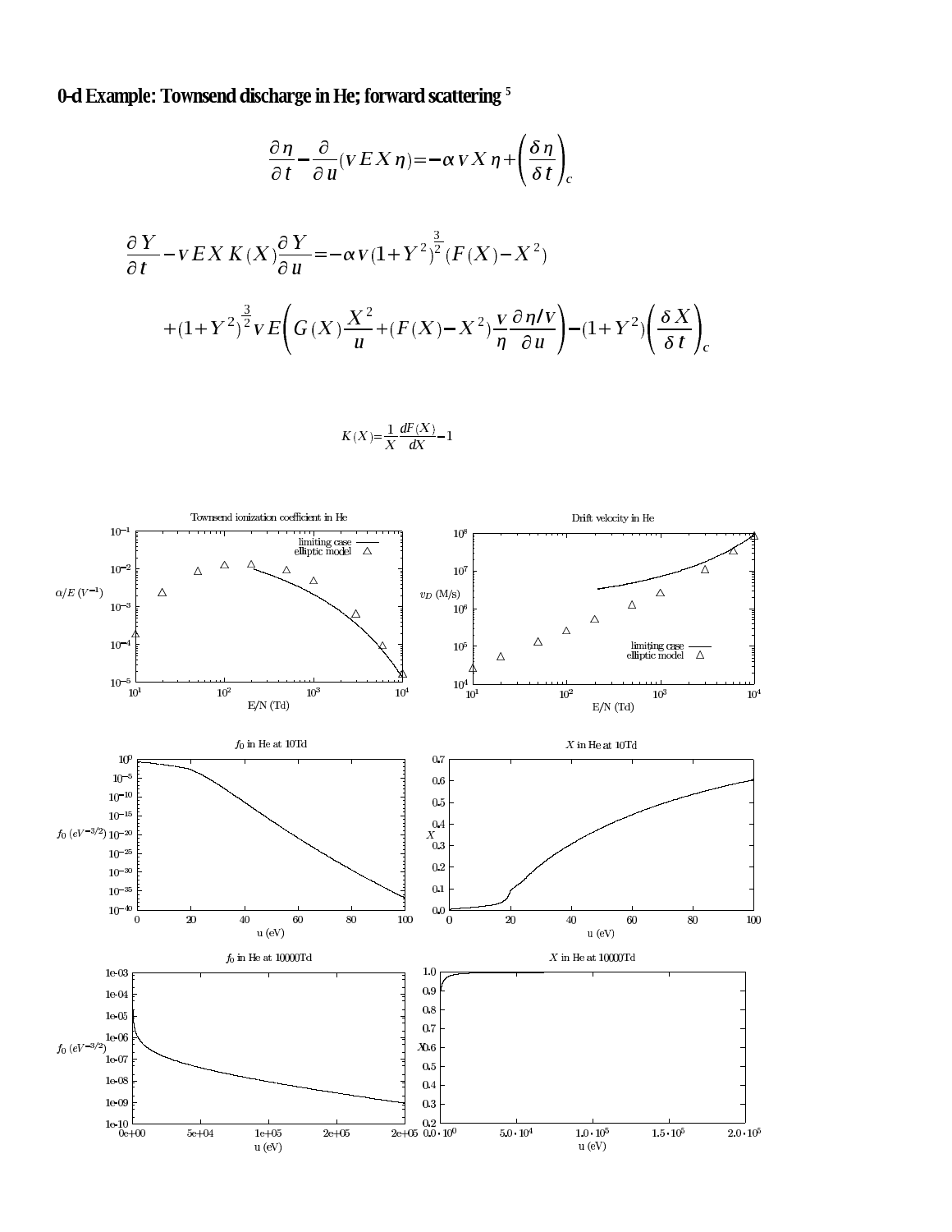# 0-d Example: Townsend discharge in He; forward scattering [5]

$$\frac{\partial \eta}{\partial t} - \frac{\partial}{\partial u}(v E X \eta) = -\alpha v X \eta + \left(\frac{\delta \eta}{\delta t}\right)_c$$

$$\frac{\partial Y}{\partial t} - v E X K(X) \frac{\partial Y}{\partial u} = -\alpha v (1+Y^2)^{\frac{3}{2}} (F(X) - X^2)$$

$$+ (1+Y^2)^{\frac{3}{2}} v E \left( G(X) \frac{X^2}{u} + (F(X) - X^2) \frac{v}{\eta} \frac{\partial \eta / v}{\partial u} \right) - (1+Y^2) \left(\frac{\delta X}{\delta t}\right)_c$$

$$K(X) = \frac{1}{X} \frac{dF(X)}{dX} - 1$$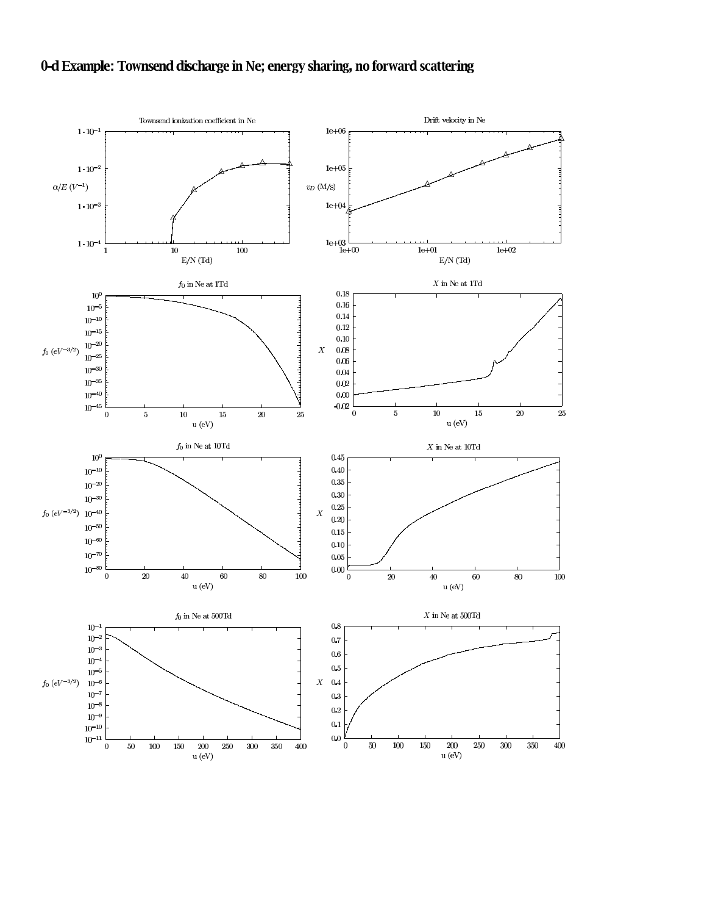# 0-d Example: Townsend discharge in Ne; energy sharing, no forward scattering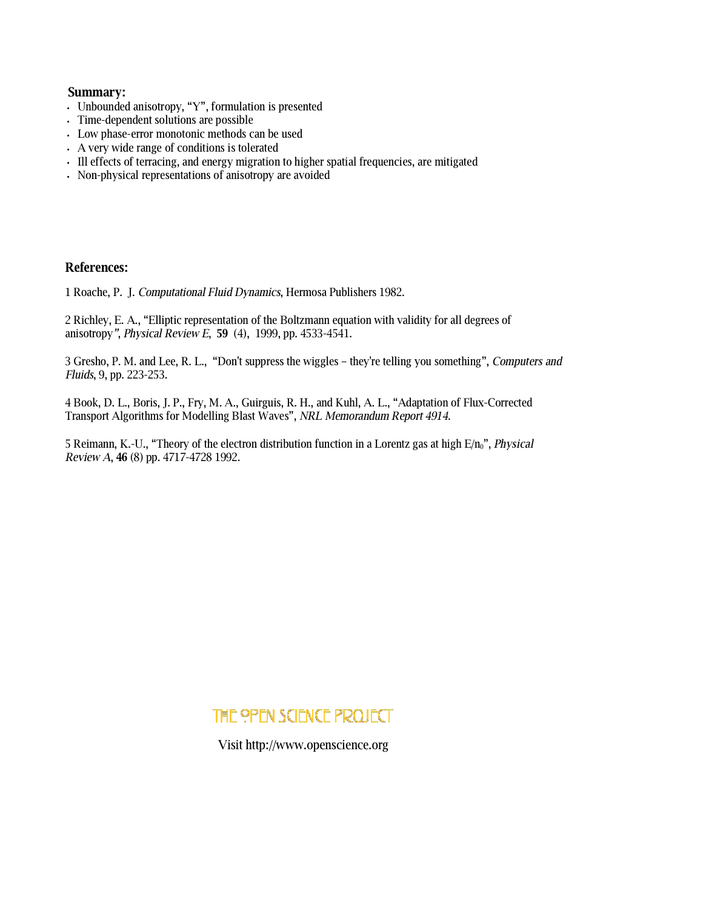**Summary:**

- Unbounded anisotropy, "Y", formulation is presented
- Time-dependent solutions are possible
- Low phase-error monotonic methods can be used
- A very wide range of conditions is tolerated
- Ill effects of terracing, and energy migration to higher spatial frequencies, are mitigated
- Non-physical representations of anisotropy are avoided

**References:**

1 Roache, P. J. *Computational Fluid Dynamics*, Hermosa Publishers 1982.

2 Richley, E. A., "Elliptic representation of the Boltzmann equation with validity for all degrees of anisotropy", *Physical Review E*, **59** (4), 1999, pp. 4533-4541.

3 Gresho, P. M. and Lee, R. L., "Don't suppress the wiggles – they're telling you something", *Computers and Fluids*, 9, pp. 223-253.

4 Book, D. L., Boris, J. P., Fry, M. A., Guirguis, R. H., and Kuhl, A. L., "Adaptation of Flux-Corrected Transport Algorithms for Modelling Blast Waves", *NRL Memorandum Report 4914*.

5 Reimann, K.-U., "Theory of the electron distribution function in a Lorentz gas at high $E/n_0$", *Physical Review A*, **46** (8) pp. 4717-4728 1992.

THE OPEN SCIENCE PROJECT

Visit http://www.openscience.org